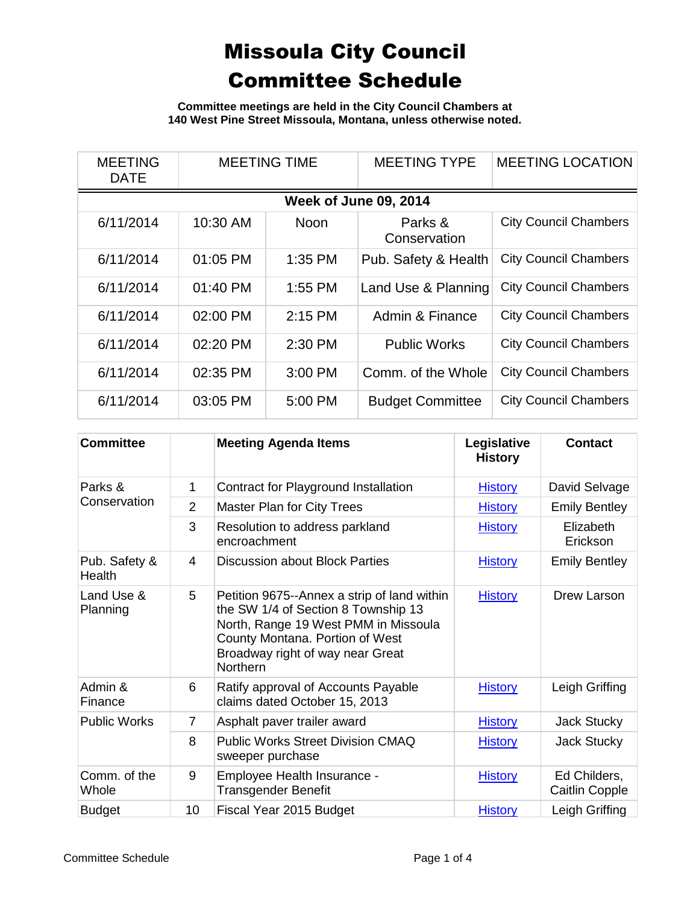# Missoula City Council Committee Schedule

**Committee meetings are held in the City Council Chambers at 140 West Pine Street Missoula, Montana, unless otherwise noted.**

| MEETING DATE | MEETING TIME | | MEETING TYPE | MEETING LOCATION |
|---|---|---|---|---|
| **Week of June 09, 2014** | | | | |
| 6/11/2014 | 10:30 AM | Noon | Parks & Conservation | City Council Chambers |
| 6/11/2014 | 01:05 PM | 1:35 PM | Pub. Safety & Health | City Council Chambers |
| 6/11/2014 | 01:40 PM | 1:55 PM | Land Use & Planning | City Council Chambers |
| 6/11/2014 | 02:00 PM | 2:15 PM | Admin & Finance | City Council Chambers |
| 6/11/2014 | 02:20 PM | 2:30 PM | Public Works | City Council Chambers |
| 6/11/2014 | 02:35 PM | 3:00 PM | Comm. of the Whole | City Council Chambers |
| 6/11/2014 | 03:05 PM | 5:00 PM | Budget Committee | City Council Chambers |

| **Committee** | | **Meeting Agenda Items** | **Legislative History** | **Contact** |
|---|---|---|---|---|
| Parks & Conservation | 1 | Contract for Playground Installation | History | David Selvage |
| | 2 | Master Plan for City Trees | History | Emily Bentley |
| | 3 | Resolution to address parkland encroachment | History | Elizabeth Erickson |
| Pub. Safety & Health | 4 | Discussion about Block Parties | History | Emily Bentley |
| Land Use & Planning | 5 | Petition 9675--Annex a strip of land within the SW 1/4 of Section 8 Township 13 North, Range 19 West PMM in Missoula County Montana. Portion of West Broadway right of way near Great Northern | History | Drew Larson |
| Admin & Finance | 6 | Ratify approval of Accounts Payable claims dated October 15, 2013 | History | Leigh Griffing |
| Public Works | 7 | Asphalt paver trailer award | History | Jack Stucky |
| | 8 | Public Works Street Division CMAQ sweeper purchase | History | Jack Stucky |
| Comm. of the Whole | 9 | Employee Health Insurance - Transgender Benefit | History | Ed Childers, Caitlin Copple |
| Budget | 10 | Fiscal Year 2015 Budget | History | Leigh Griffing |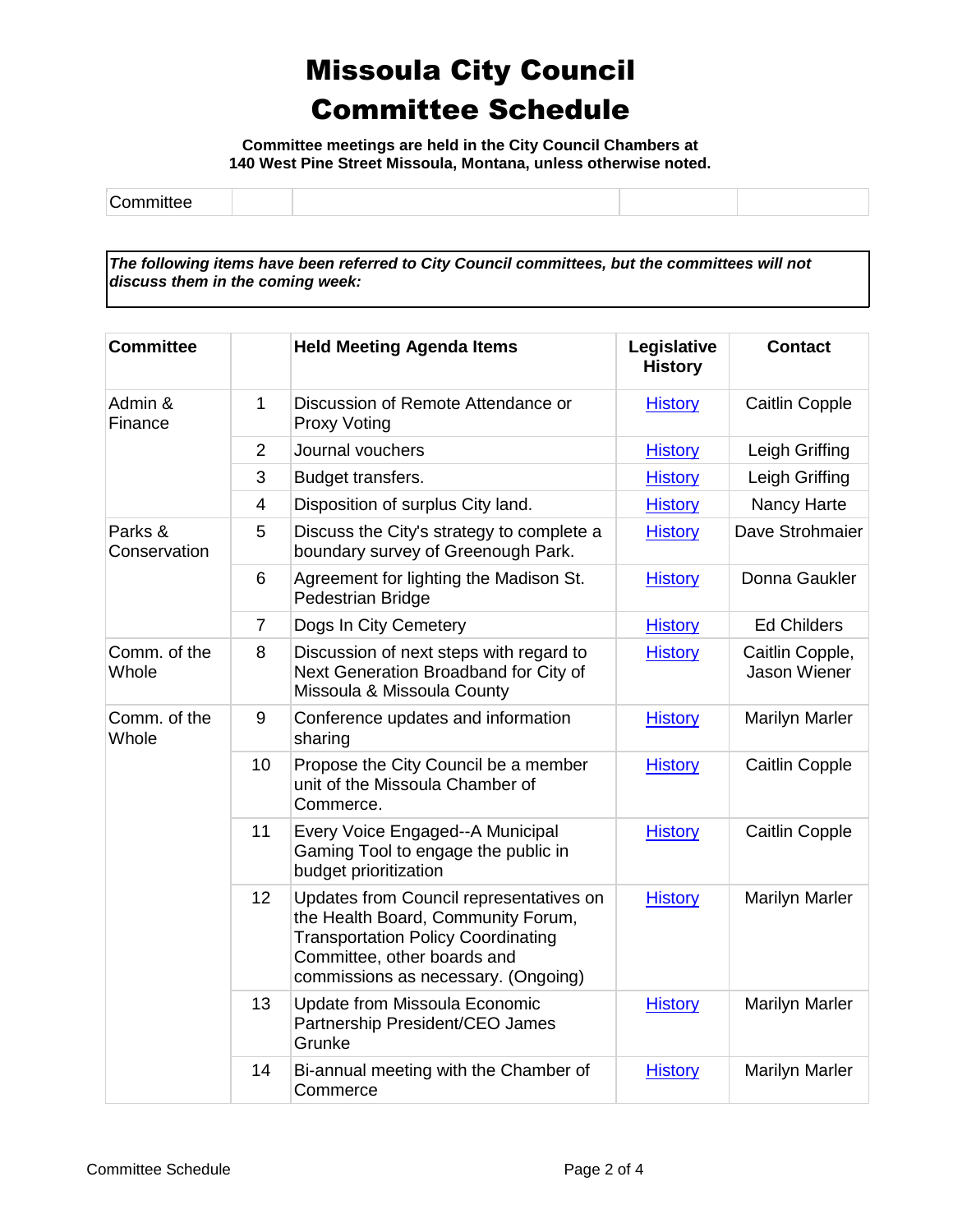# Missoula City Council
# Committee Schedule

**Committee meetings are held in the City Council Chambers at 140 West Pine Street Missoula, Montana, unless otherwise noted.**

| Committee | | | | |
|---|---|---|---|---|

***The following items have been referred to City Council committees, but the committees will not discuss them in the coming week:***

| Committee | | Held Meeting Agenda Items | Legislative History | Contact |
|---|---|---|---|---|
| Admin & Finance | 1 | Discussion of Remote Attendance or Proxy Voting | History | Caitlin Copple |
| | 2 | Journal vouchers | History | Leigh Griffing |
| | 3 | Budget transfers. | History | Leigh Griffing |
| | 4 | Disposition of surplus City land. | History | Nancy Harte |
| Parks & Conservation | 5 | Discuss the City's strategy to complete a boundary survey of Greenough Park. | History | Dave Strohmaier |
| | 6 | Agreement for lighting the Madison St. Pedestrian Bridge | History | Donna Gaukler |
| | 7 | Dogs In City Cemetery | History | Ed Childers |
| Comm. of the Whole | 8 | Discussion of next steps with regard to Next Generation Broadband for City of Missoula & Missoula County | History | Caitlin Copple, Jason Wiener |
| Comm. of the Whole | 9 | Conference updates and information sharing | History | Marilyn Marler |
| | 10 | Propose the City Council be a member unit of the Missoula Chamber of Commerce. | History | Caitlin Copple |
| | 11 | Every Voice Engaged--A Municipal Gaming Tool to engage the public in budget prioritization | History | Caitlin Copple |
| | 12 | Updates from Council representatives on the Health Board, Community Forum, Transportation Policy Coordinating Committee, other boards and commissions as necessary. (Ongoing) | History | Marilyn Marler |
| | 13 | Update from Missoula Economic Partnership President/CEO James Grunke | History | Marilyn Marler |
| | 14 | Bi-annual meeting with the Chamber of Commerce | History | Marilyn Marler |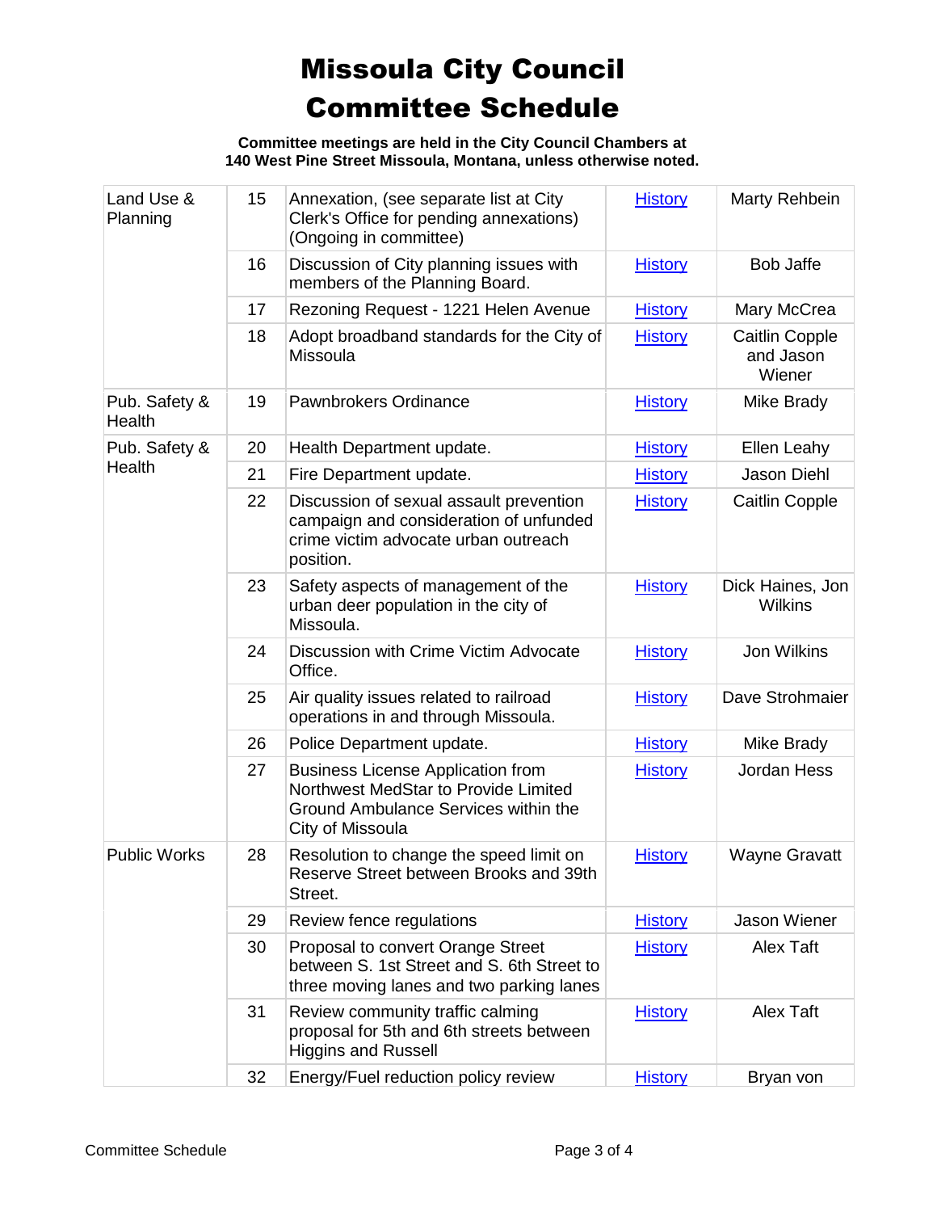# Missoula City Council Committee Schedule

**Committee meetings are held in the City Council Chambers at 140 West Pine Street Missoula, Montana, unless otherwise noted.**

| | | | | |
|---|---|---|---|---|
| Land Use & Planning | 15 | Annexation, (see separate list at City Clerk's Office for pending annexations) (Ongoing in committee) | History | Marty Rehbein |
| | 16 | Discussion of City planning issues with members of the Planning Board. | History | Bob Jaffe |
| | 17 | Rezoning Request - 1221 Helen Avenue | History | Mary McCrea |
| | 18 | Adopt broadband standards for the City of Missoula | History | Caitlin Copple and Jason Wiener |
| Pub. Safety & Health | 19 | Pawnbrokers Ordinance | History | Mike Brady |
| Pub. Safety & Health | 20 | Health Department update. | History | Ellen Leahy |
| | 21 | Fire Department update. | History | Jason Diehl |
| | 22 | Discussion of sexual assault prevention campaign and consideration of unfunded crime victim advocate urban outreach position. | History | Caitlin Copple |
| | 23 | Safety aspects of management of the urban deer population in the city of Missoula. | History | Dick Haines, Jon Wilkins |
| | 24 | Discussion with Crime Victim Advocate Office. | History | Jon Wilkins |
| | 25 | Air quality issues related to railroad operations in and through Missoula. | History | Dave Strohmaier |
| | 26 | Police Department update. | History | Mike Brady |
| | 27 | Business License Application from Northwest MedStar to Provide Limited Ground Ambulance Services within the City of Missoula | History | Jordan Hess |
| Public Works | 28 | Resolution to change the speed limit on Reserve Street between Brooks and 39th Street. | History | Wayne Gravatt |
| | 29 | Review fence regulations | History | Jason Wiener |
| | 30 | Proposal to convert Orange Street between S. 1st Street and S. 6th Street to three moving lanes and two parking lanes | History | Alex Taft |
| | 31 | Review community traffic calming proposal for 5th and 6th streets between Higgins and Russell | History | Alex Taft |
| | 32 | Energy/Fuel reduction policy review | History | Bryan von |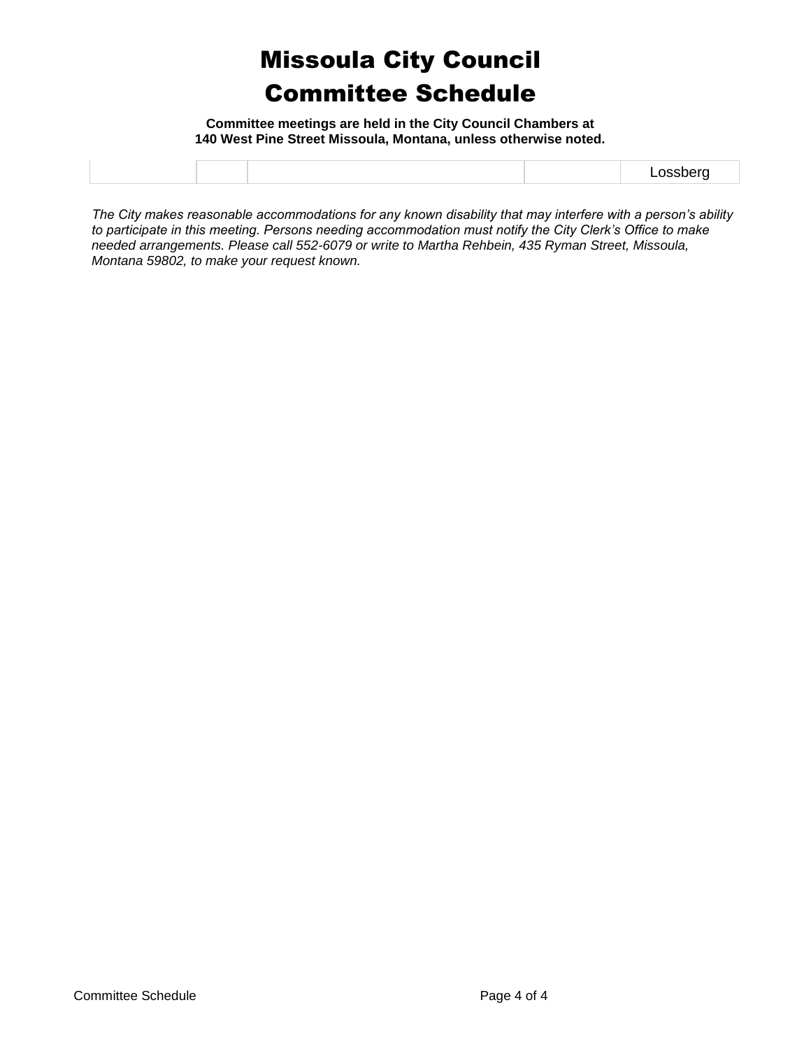# Missoula City Council
# Committee Schedule

**Committee meetings are held in the City Council Chambers at 140 West Pine Street Missoula, Montana, unless otherwise noted.**

| | | | | |
|---|---|---|---|---|
| | | | | Lossberg |

*The City makes reasonable accommodations for any known disability that may interfere with a person's ability to participate in this meeting. Persons needing accommodation must notify the City Clerk's Office to make needed arrangements. Please call 552-6079 or write to Martha Rehbein, 435 Ryman Street, Missoula, Montana 59802, to make your request known.*